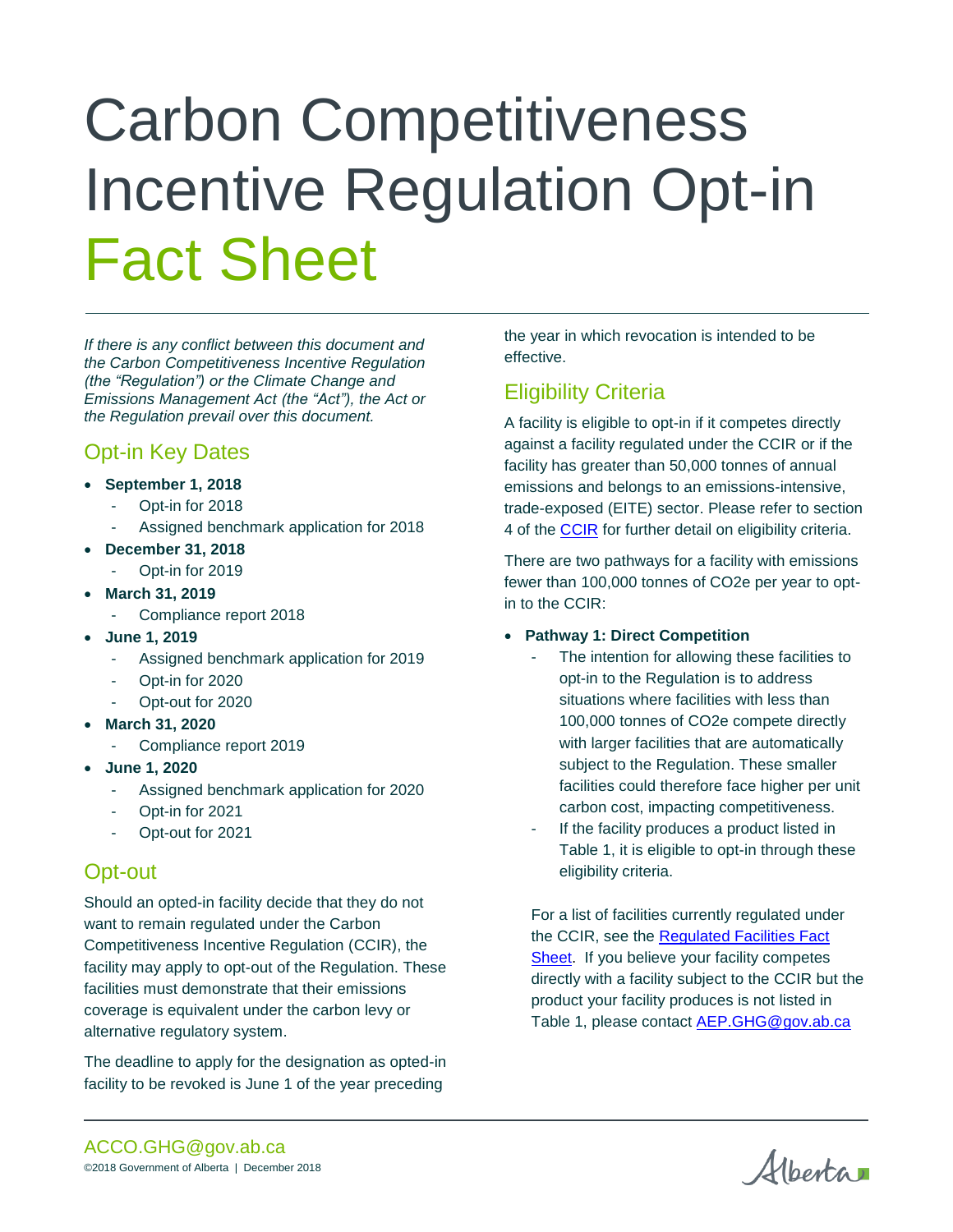# Carbon Competitiveness Incentive Regulation Opt-in Fact Sheet

*If there is any conflict between this document and the Carbon Competitiveness Incentive Regulation (the "Regulation") or the Climate Change and Emissions Management Act (the "Act"), the Act or the Regulation prevail over this document.*

## Opt-in Key Dates

- **September 1, 2018**
  - Opt-in for 2018
  - Assigned benchmark application for 2018
- **December 31, 2018**
  - Opt-in for 2019
- **March 31, 2019**
  - Compliance report 2018
- **June 1, 2019**
  - Assigned benchmark application for 2019
  - Opt-in for 2020
  - Opt-out for 2020
- **March 31, 2020**
  - Compliance report 2019
- **June 1, 2020**
  - Assigned benchmark application for 2020
  - Opt-in for 2021
  - Opt-out for 2021

## Opt-out

Should an opted-in facility decide that they do not want to remain regulated under the Carbon Competitiveness Incentive Regulation (CCIR), the facility may apply to opt-out of the Regulation. These facilities must demonstrate that their emissions coverage is equivalent under the carbon levy or alternative regulatory system.

The deadline to apply for the designation as opted-in facility to be revoked is June 1 of the year preceding the year in which revocation is intended to be effective.

## Eligibility Criteria

A facility is eligible to opt-in if it competes directly against a facility regulated under the CCIR or if the facility has greater than 50,000 tonnes of annual emissions and belongs to an emissions-intensive, trade-exposed (EITE) sector. Please refer to section 4 of the [CCIR](CCIR) for further detail on eligibility criteria.

There are two pathways for a facility with emissions fewer than 100,000 tonnes of CO2e per year to opt-in to the CCIR:

- **Pathway 1: Direct Competition**
  - The intention for allowing these facilities to opt-in to the Regulation is to address situations where facilities with less than 100,000 tonnes of CO2e compete directly with larger facilities that are automatically subject to the Regulation. These smaller facilities could therefore face higher per unit carbon cost, impacting competitiveness.
  - If the facility produces a product listed in Table 1, it is eligible to opt-in through these eligibility criteria.

For a list of facilities currently regulated under the CCIR, see the Regulated Facilities Fact Sheet. If you believe your facility competes directly with a facility subject to the CCIR but the product your facility produces is not listed in Table 1, please contact AEP.GHG@gov.ab.ca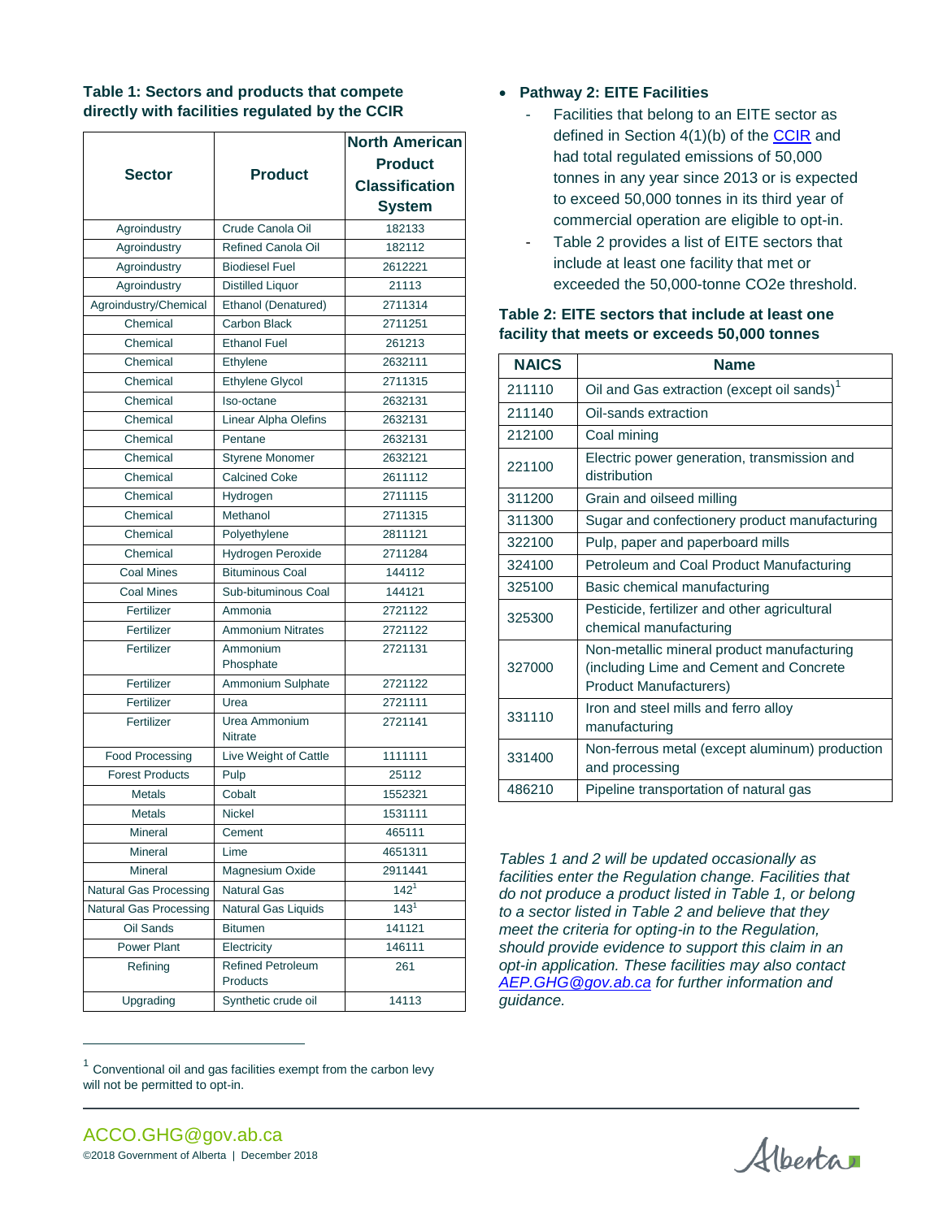**Table 1: Sectors and products that compete directly with facilities regulated by the CCIR**

| Sector | Product | North American Product Classification System |
|---|---|---|
| Agroindustry | Crude Canola Oil | 182133 |
| Agroindustry | Refined Canola Oil | 182112 |
| Agroindustry | Biodiesel Fuel | 2612221 |
| Agroindustry | Distilled Liquor | 21113 |
| Agroindustry/Chemical | Ethanol (Denatured) | 2711314 |
| Chemical | Carbon Black | 2711251 |
| Chemical | Ethanol Fuel | 261213 |
| Chemical | Ethylene | 2632111 |
| Chemical | Ethylene Glycol | 2711315 |
| Chemical | Iso-octane | 2632131 |
| Chemical | Linear Alpha Olefins | 2632131 |
| Chemical | Pentane | 2632131 |
| Chemical | Styrene Monomer | 2632121 |
| Chemical | Calcined Coke | 2611112 |
| Chemical | Hydrogen | 2711115 |
| Chemical | Methanol | 2711315 |
| Chemical | Polyethylene | 2811121 |
| Chemical | Hydrogen Peroxide | 2711284 |
| Coal Mines | Bituminous Coal | 144112 |
| Coal Mines | Sub-bituminous Coal | 144121 |
| Fertilizer | Ammonia | 2721122 |
| Fertilizer | Ammonium Nitrates | 2721122 |
| Fertilizer | Ammonium Phosphate | 2721131 |
| Fertilizer | Ammonium Sulphate | 2721122 |
| Fertilizer | Urea | 2721111 |
| Fertilizer | Urea Ammonium Nitrate | 2721141 |
| Food Processing | Live Weight of Cattle | 1111111 |
| Forest Products | Pulp | 25112 |
| Metals | Cobalt | 1552321 |
| Metals | Nickel | 1531111 |
| Mineral | Cement | 465111 |
| Mineral | Lime | 4651311 |
| Mineral | Magnesium Oxide | 2911441 |
| Natural Gas Processing | Natural Gas | 142[1] |
| Natural Gas Processing | Natural Gas Liquids | 143[1] |
| Oil Sands | Bitumen | 141121 |
| Power Plant | Electricity | 146111 |
| Refining | Refined Petroleum Products | 261 |
| Upgrading | Synthetic crude oil | 14113 |

- **Pathway 2: EITE Facilities**
  - Facilities that belong to an EITE sector as defined in Section 4(1)(b) of the CCIR and had total regulated emissions of 50,000 tonnes in any year since 2013 or is expected to exceed 50,000 tonnes in its third year of commercial operation are eligible to opt-in.
  - Table 2 provides a list of EITE sectors that include at least one facility that met or exceeded the 50,000-tonne $CO_2e$ threshold.

**Table 2: EITE sectors that include at least one facility that meets or exceeds 50,000 tonnes**

| NAICS | Name |
|---|---|
| 211110 | Oil and Gas extraction (except oil sands)[1] |
| 211140 | Oil-sands extraction |
| 212100 | Coal mining |
| 221100 | Electric power generation, transmission and distribution |
| 311200 | Grain and oilseed milling |
| 311300 | Sugar and confectionery product manufacturing |
| 322100 | Pulp, paper and paperboard mills |
| 324100 | Petroleum and Coal Product Manufacturing |
| 325100 | Basic chemical manufacturing |
| 325300 | Pesticide, fertilizer and other agricultural chemical manufacturing |
| 327000 | Non-metallic mineral product manufacturing (including Lime and Cement and Concrete Product Manufacturers) |
| 331110 | Iron and steel mills and ferro alloy manufacturing |
| 331400 | Non-ferrous metal (except aluminum) production and processing |
| 486210 | Pipeline transportation of natural gas |

*Tables 1 and 2 will be updated occasionally as facilities enter the Regulation change. Facilities that do not produce a product listed in Table 1, or belong to a sector listed in Table 2 and believe that they meet the criteria for opting-in to the Regulation, should provide evidence to support this claim in an opt-in application. These facilities may also contact AEP.GHG@gov.ab.ca for further information and guidance.*

[1] Conventional oil and gas facilities exempt from the carbon levy will not be permitted to opt-in.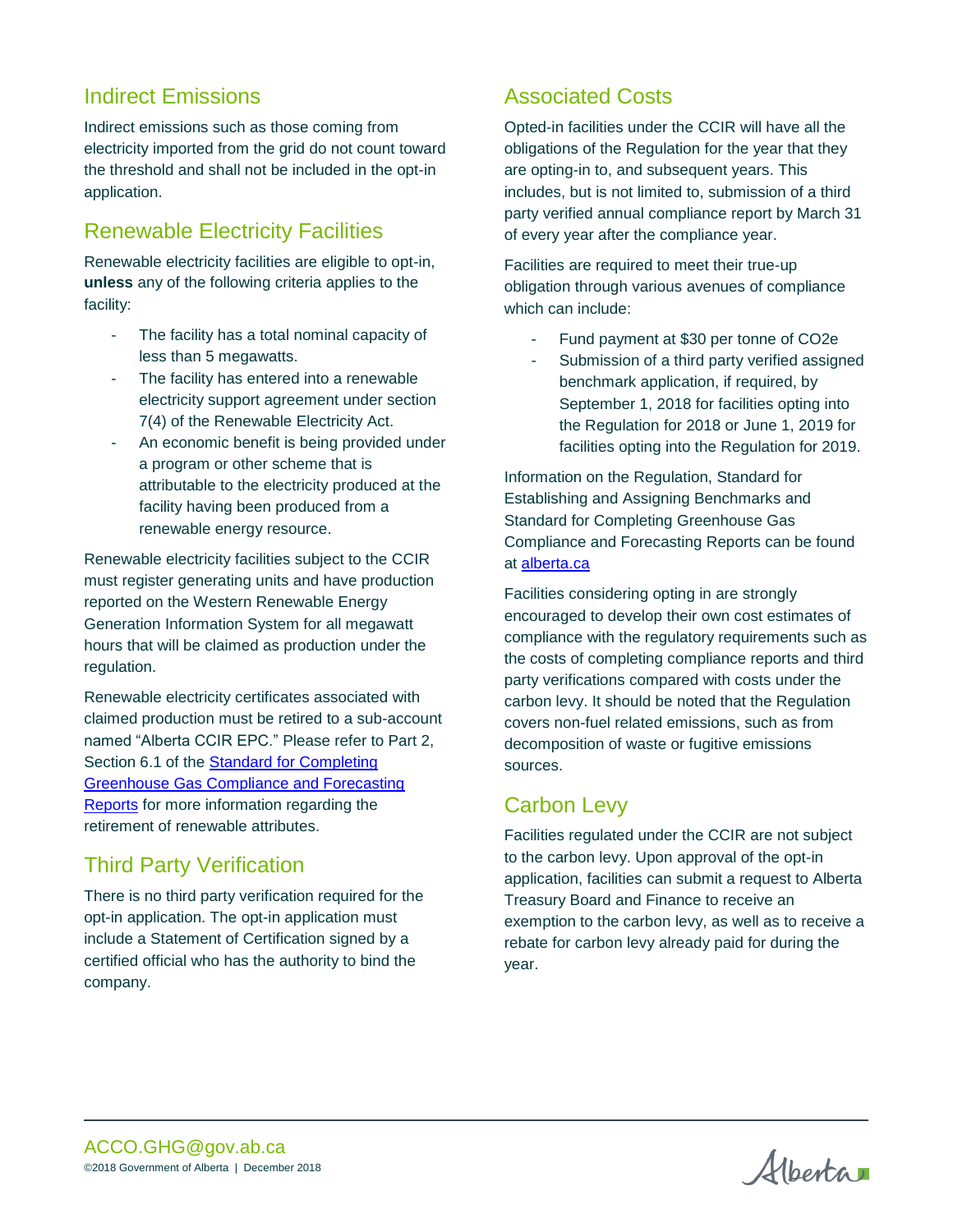## Indirect Emissions

Indirect emissions such as those coming from electricity imported from the grid do not count toward the threshold and shall not be included in the opt-in application.

## Renewable Electricity Facilities

Renewable electricity facilities are eligible to opt-in, **unless** any of the following criteria applies to the facility:

- The facility has a total nominal capacity of less than 5 megawatts.
- The facility has entered into a renewable electricity support agreement under section 7(4) of the Renewable Electricity Act.
- An economic benefit is being provided under a program or other scheme that is attributable to the electricity produced at the facility having been produced from a renewable energy resource.

Renewable electricity facilities subject to the CCIR must register generating units and have production reported on the Western Renewable Energy Generation Information System for all megawatt hours that will be claimed as production under the regulation.

Renewable electricity certificates associated with claimed production must be retired to a sub-account named "Alberta CCIR EPC." Please refer to Part 2, Section 6.1 of the [Standard for Completing Greenhouse Gas Compliance and Forecasting Reports] for more information regarding the retirement of renewable attributes.

## Third Party Verification

There is no third party verification required for the opt-in application. The opt-in application must include a Statement of Certification signed by a certified official who has the authority to bind the company.

## Associated Costs

Opted-in facilities under the CCIR will have all the obligations of the Regulation for the year that they are opting-in to, and subsequent years. This includes, but is not limited to, submission of a third party verified annual compliance report by March 31 of every year after the compliance year.

Facilities are required to meet their true-up obligation through various avenues of compliance which can include:

- Fund payment at $30 per tonne of CO2e
- Submission of a third party verified assigned benchmark application, if required, by September 1, 2018 for facilities opting into the Regulation for 2018 or June 1, 2019 for facilities opting into the Regulation for 2019.

Information on the Regulation, Standard for Establishing and Assigning Benchmarks and Standard for Completing Greenhouse Gas Compliance and Forecasting Reports can be found at [alberta.ca]

Facilities considering opting in are strongly encouraged to develop their own cost estimates of compliance with the regulatory requirements such as the costs of completing compliance reports and third party verifications compared with costs under the carbon levy. It should be noted that the Regulation covers non-fuel related emissions, such as from decomposition of waste or fugitive emissions sources.

## Carbon Levy

Facilities regulated under the CCIR are not subject to the carbon levy. Upon approval of the opt-in application, facilities can submit a request to Alberta Treasury Board and Finance to receive an exemption to the carbon levy, as well as to receive a rebate for carbon levy already paid for during the year.

ACCO.GHG@gov.ab.ca
©2018 Government of Alberta | December 2018